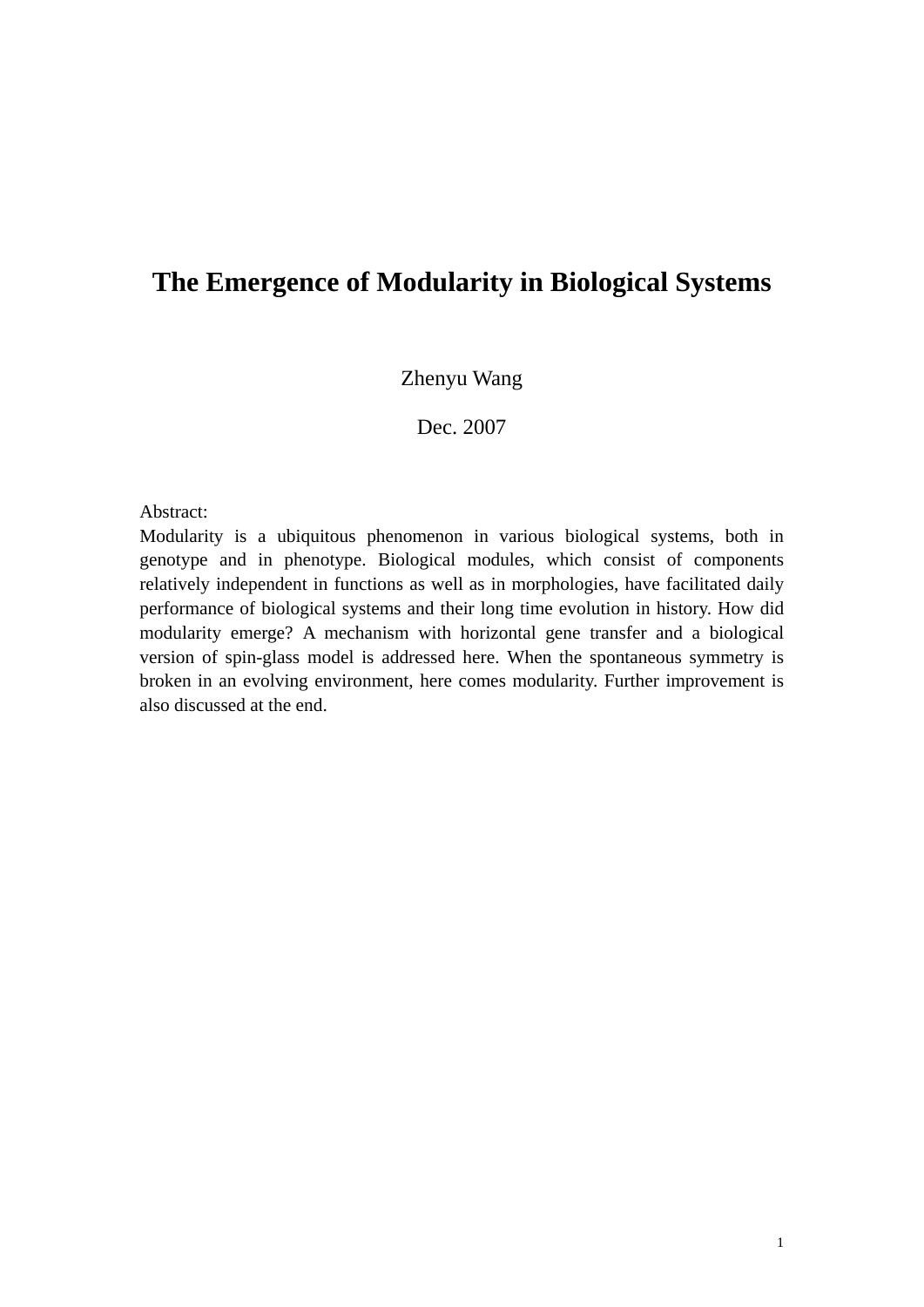# The Emergence of Modularity in Biological Systems

Zhenyu Wang

Dec. 2007

Abstract:

Modularity is a ubiquitous phenomenon in various biological systems, both in genotype and in phenotype. Biological modules, which consist of components relatively independent in functions as well as in morphologies, have facilitated daily performance of biological systems and their long time evolution in history. How did modularity emerge? A mechanism with horizontal gene transfer and a biological version of spin-glass model is addressed here. When the spontaneous symmetry is broken in an evolving environment, here comes modularity. Further improvement is also discussed at the end.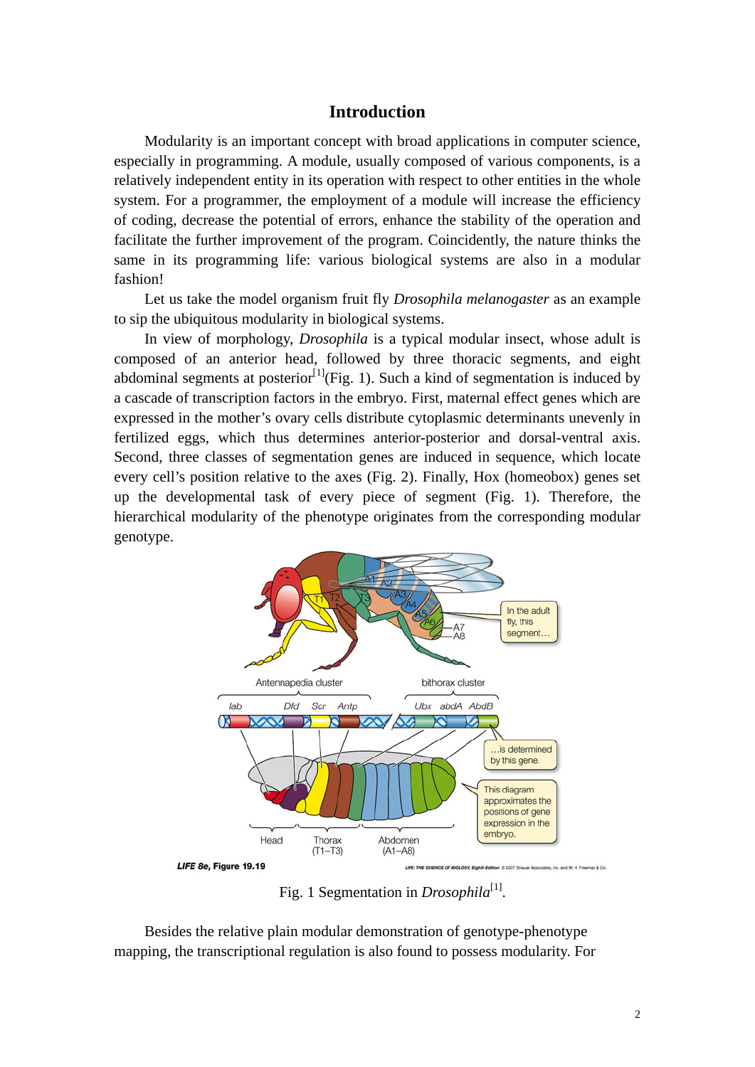# Introduction

Modularity is an important concept with broad applications in computer science, especially in programming. A module, usually composed of various components, is a relatively independent entity in its operation with respect to other entities in the whole system. For a programmer, the employment of a module will increase the efficiency of coding, decrease the potential of errors, enhance the stability of the operation and facilitate the further improvement of the program. Coincidently, the nature thinks the same in its programming life: various biological systems are also in a modular fashion!

Let us take the model organism fruit fly *Drosophila melanogaster* as an example to sip the ubiquitous modularity in biological systems.

In view of morphology, *Drosophila* is a typical modular insect, whose adult is composed of an anterior head, followed by three thoracic segments, and eight abdominal segments at posterior[1](Fig. 1). Such a kind of segmentation is induced by a cascade of transcription factors in the embryo. First, maternal effect genes which are expressed in the mother's ovary cells distribute cytoplasmic determinants unevenly in fertilized eggs, which thus determines anterior-posterior and dorsal-ventral axis. Second, three classes of segmentation genes are induced in sequence, which locate every cell's position relative to the axes (Fig. 2). Finally, Hox (homeobox) genes set up the developmental task of every piece of segment (Fig. 1). Therefore, the hierarchical modularity of the phenotype originates from the corresponding modular genotype.

Fig. 1 Segmentation in *Drosophila*[1].

Besides the relative plain modular demonstration of genotype-phenotype mapping, the transcriptional regulation is also found to possess modularity. For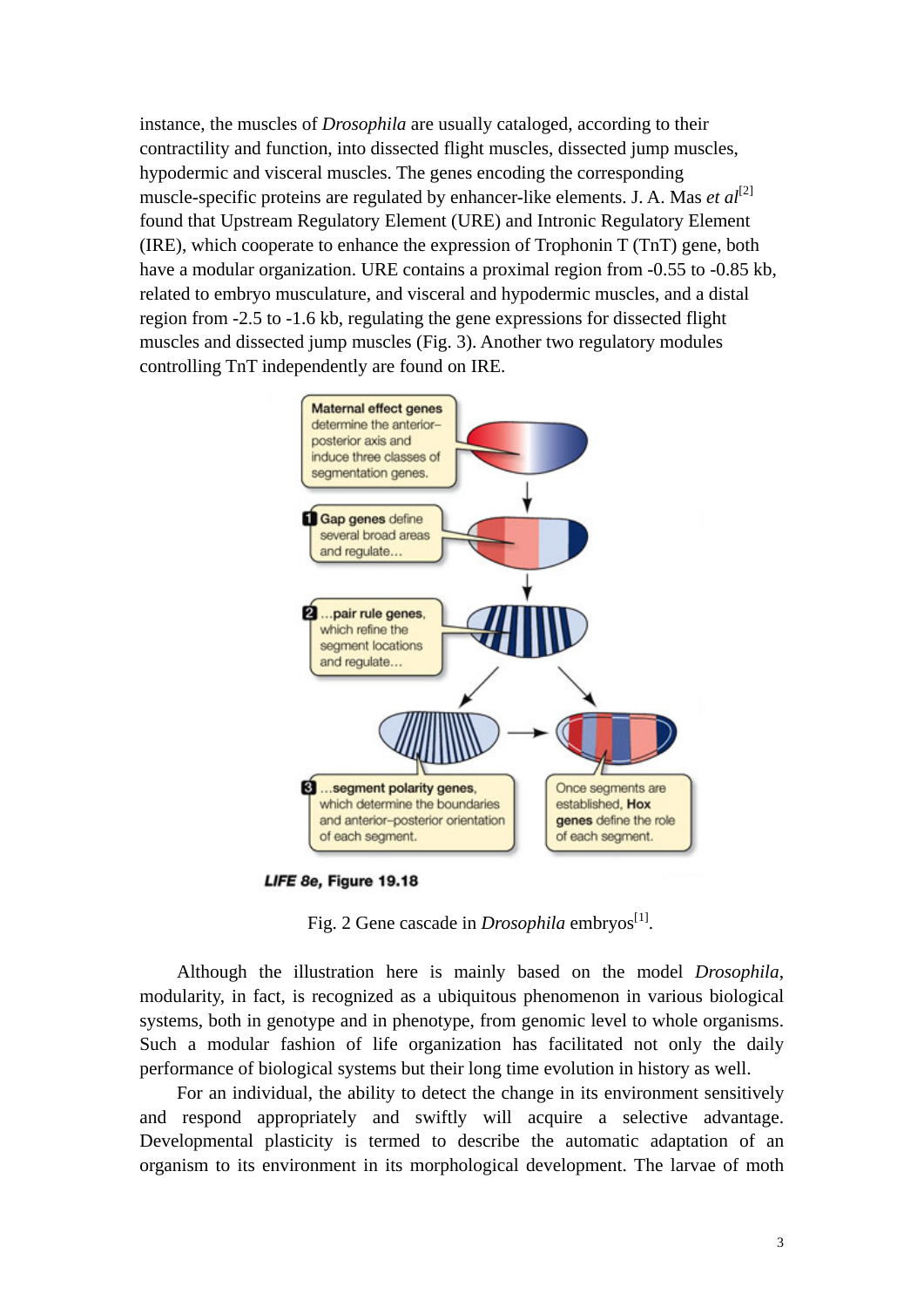instance, the muscles of *Drosophila* are usually cataloged, according to their contractility and function, into dissected flight muscles, dissected jump muscles, hypodermic and visceral muscles. The genes encoding the corresponding muscle-specific proteins are regulated by enhancer-like elements. J. A. Mas *et al*[2] found that Upstream Regulatory Element (URE) and Intronic Regulatory Element (IRE), which cooperate to enhance the expression of Trophonin T (TnT) gene, both have a modular organization. URE contains a proximal region from -0.55 to -0.85 kb, related to embryo musculature, and visceral and hypodermic muscles, and a distal region from -2.5 to -1.6 kb, regulating the gene expressions for dissected flight muscles and dissected jump muscles (Fig. 3). Another two regulatory modules controlling TnT independently are found on IRE.

Fig. 2 Gene cascade in *Drosophila* embryos[1].

Although the illustration here is mainly based on the model *Drosophila*, modularity, in fact, is recognized as a ubiquitous phenomenon in various biological systems, both in genotype and in phenotype, from genomic level to whole organisms. Such a modular fashion of life organization has facilitated not only the daily performance of biological systems but their long time evolution in history as well.

For an individual, the ability to detect the change in its environment sensitively and respond appropriately and swiftly will acquire a selective advantage. Developmental plasticity is termed to describe the automatic adaptation of an organism to its environment in its morphological development. The larvae of moth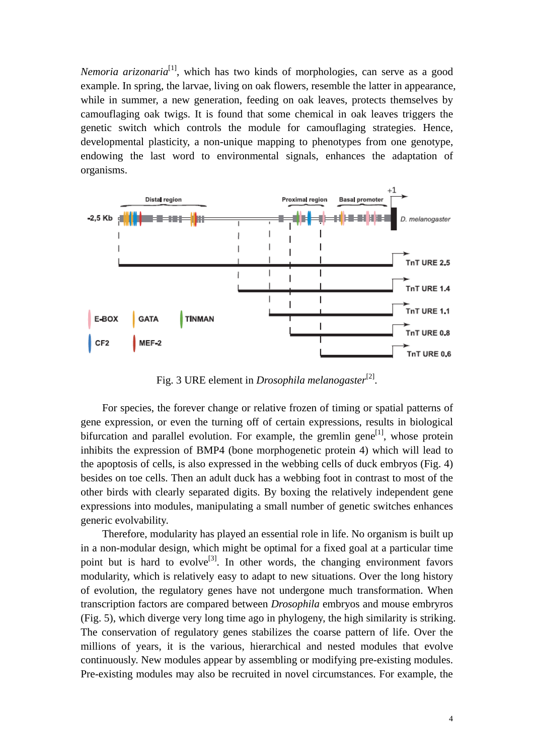*Nemoria arizonaria*[1], which has two kinds of morphologies, can serve as a good example. In spring, the larvae, living on oak flowers, resemble the latter in appearance, while in summer, a new generation, feeding on oak leaves, protects themselves by camouflaging oak twigs. It is found that some chemical in oak leaves triggers the genetic switch which controls the module for camouflaging strategies. Hence, developmental plasticity, a non-unique mapping to phenotypes from one genotype, endowing the last word to environmental signals, enhances the adaptation of organisms.

Fig. 3 URE element in *Drosophila melanogaster*[2].

For species, the forever change or relative frozen of timing or spatial patterns of gene expression, or even the turning off of certain expressions, results in biological bifurcation and parallel evolution. For example, the gremlin gene[1], whose protein inhibits the expression of BMP4 (bone morphogenetic protein 4) which will lead to the apoptosis of cells, is also expressed in the webbing cells of duck embryos (Fig. 4) besides on toe cells. Then an adult duck has a webbing foot in contrast to most of the other birds with clearly separated digits. By boxing the relatively independent gene expressions into modules, manipulating a small number of genetic switches enhances generic evolvability.

Therefore, modularity has played an essential role in life. No organism is built up in a non-modular design, which might be optimal for a fixed goal at a particular time point but is hard to evolve[3]. In other words, the changing environment favors modularity, which is relatively easy to adapt to new situations. Over the long history of evolution, the regulatory genes have not undergone much transformation. When transcription factors are compared between *Drosophila* embryos and mouse embryros (Fig. 5), which diverge very long time ago in phylogeny, the high similarity is striking. The conservation of regulatory genes stabilizes the coarse pattern of life. Over the millions of years, it is the various, hierarchical and nested modules that evolve continuously. New modules appear by assembling or modifying pre-existing modules. Pre-existing modules may also be recruited in novel circumstances. For example, the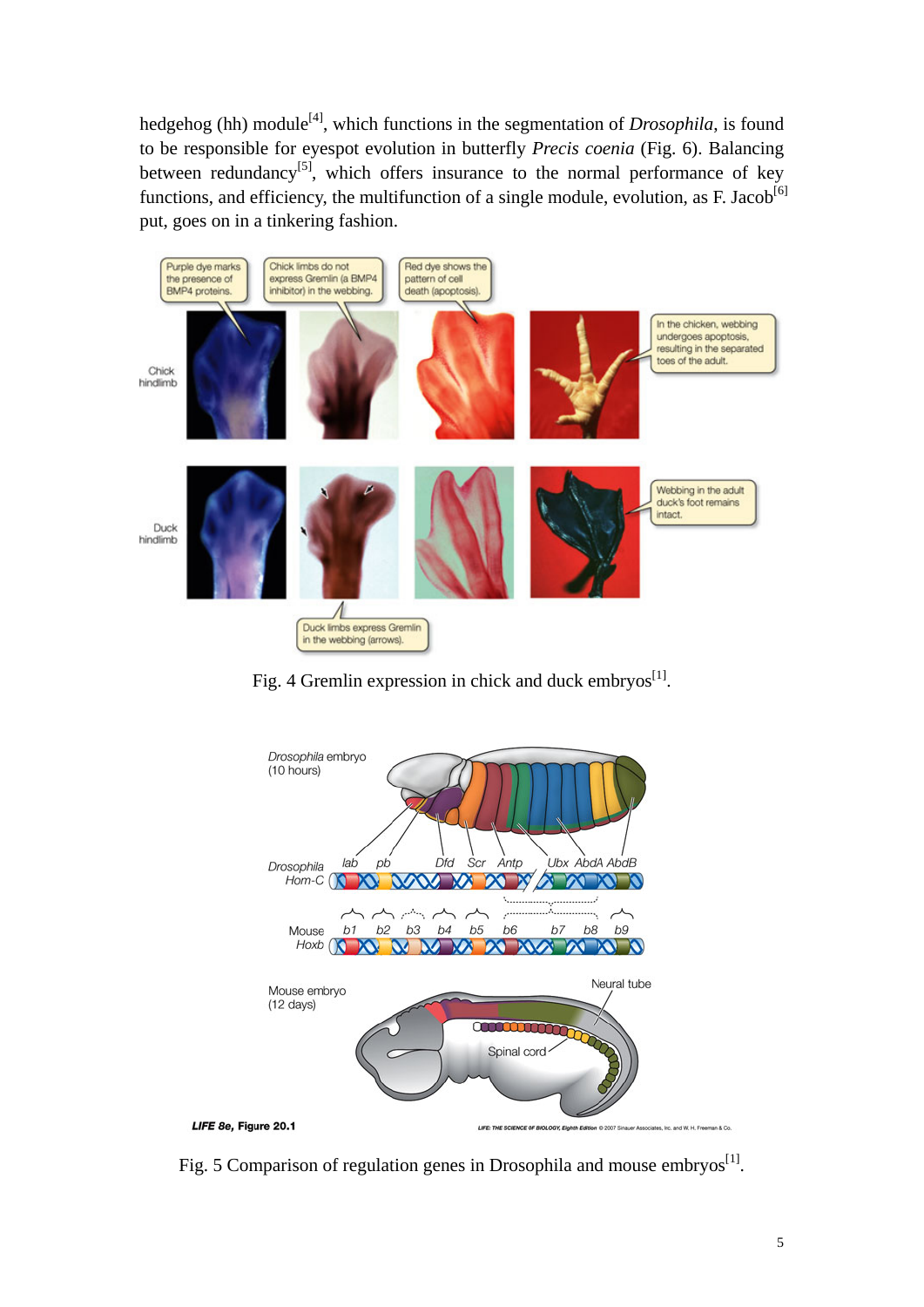hedgehog (hh) module[4], which functions in the segmentation of *Drosophila*, is found to be responsible for eyespot evolution in butterfly *Precis coenia* (Fig. 6). Balancing between redundancy[5], which offers insurance to the normal performance of key functions, and efficiency, the multifunction of a single module, evolution, as F. Jacob[6] put, goes on in a tinkering fashion.

Fig. 4 Gremlin expression in chick and duck embryos[1].

Fig. 5 Comparison of regulation genes in Drosophila and mouse embryos[1].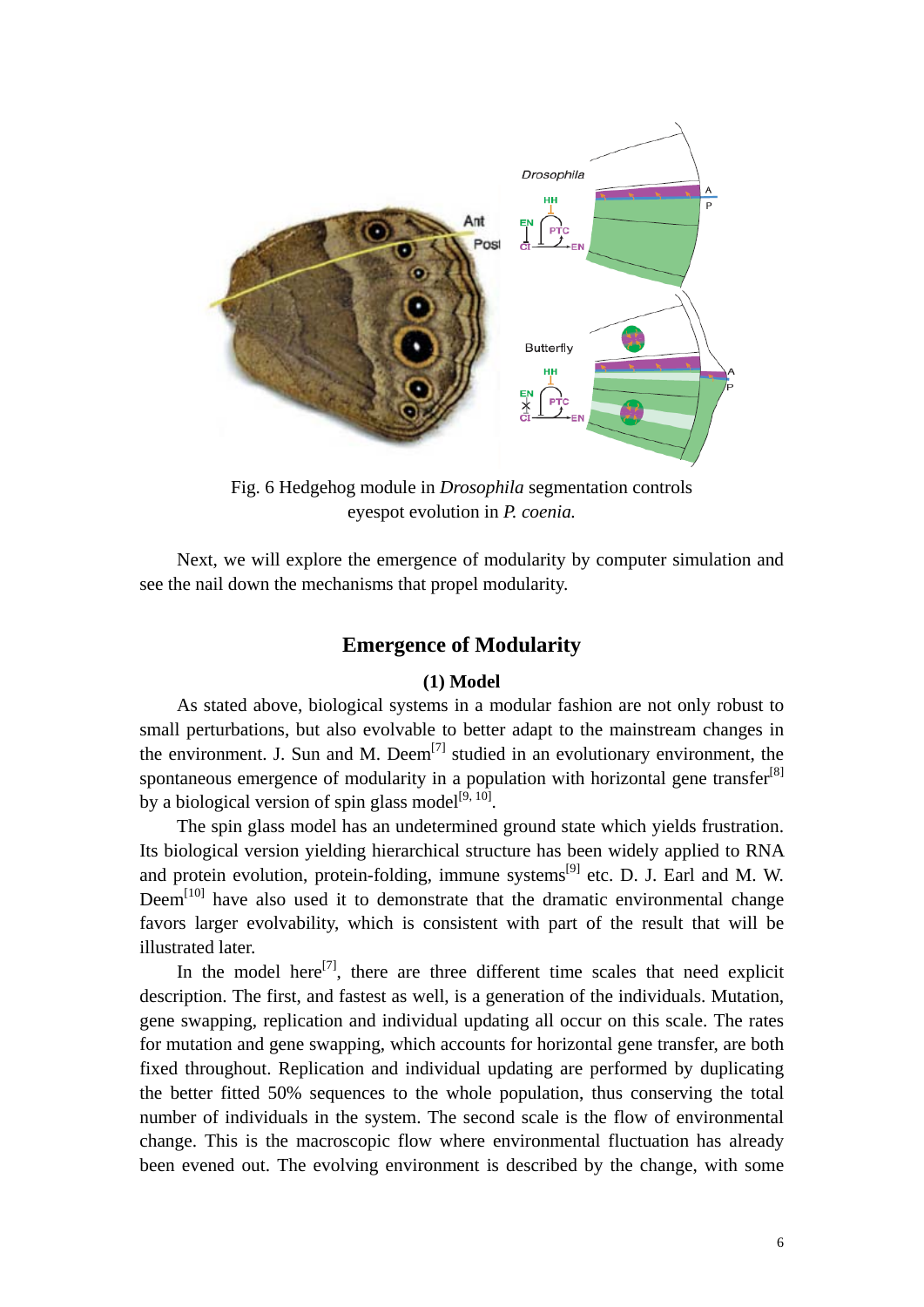Fig. 6 Hedgehog module in *Drosophila* segmentation controls eyespot evolution in *P. coenia.*

Next, we will explore the emergence of modularity by computer simulation and see the nail down the mechanisms that propel modularity.

## Emergence of Modularity

### (1) Model

As stated above, biological systems in a modular fashion are not only robust to small perturbations, but also evolvable to better adapt to the mainstream changes in the environment. J. Sun and M. Deem[7] studied in an evolutionary environment, the spontaneous emergence of modularity in a population with horizontal gene transfer[8] by a biological version of spin glass model[9, 10].

The spin glass model has an undetermined ground state which yields frustration. Its biological version yielding hierarchical structure has been widely applied to RNA and protein evolution, protein-folding, immune systems[9] etc. D. J. Earl and M. W. Deem[10] have also used it to demonstrate that the dramatic environmental change favors larger evolvability, which is consistent with part of the result that will be illustrated later.

In the model here[7], there are three different time scales that need explicit description. The first, and fastest as well, is a generation of the individuals. Mutation, gene swapping, replication and individual updating all occur on this scale. The rates for mutation and gene swapping, which accounts for horizontal gene transfer, are both fixed throughout. Replication and individual updating are performed by duplicating the better fitted 50% sequences to the whole population, thus conserving the total number of individuals in the system. The second scale is the flow of environmental change. This is the macroscopic flow where environmental fluctuation has already been evened out. The evolving environment is described by the change, with some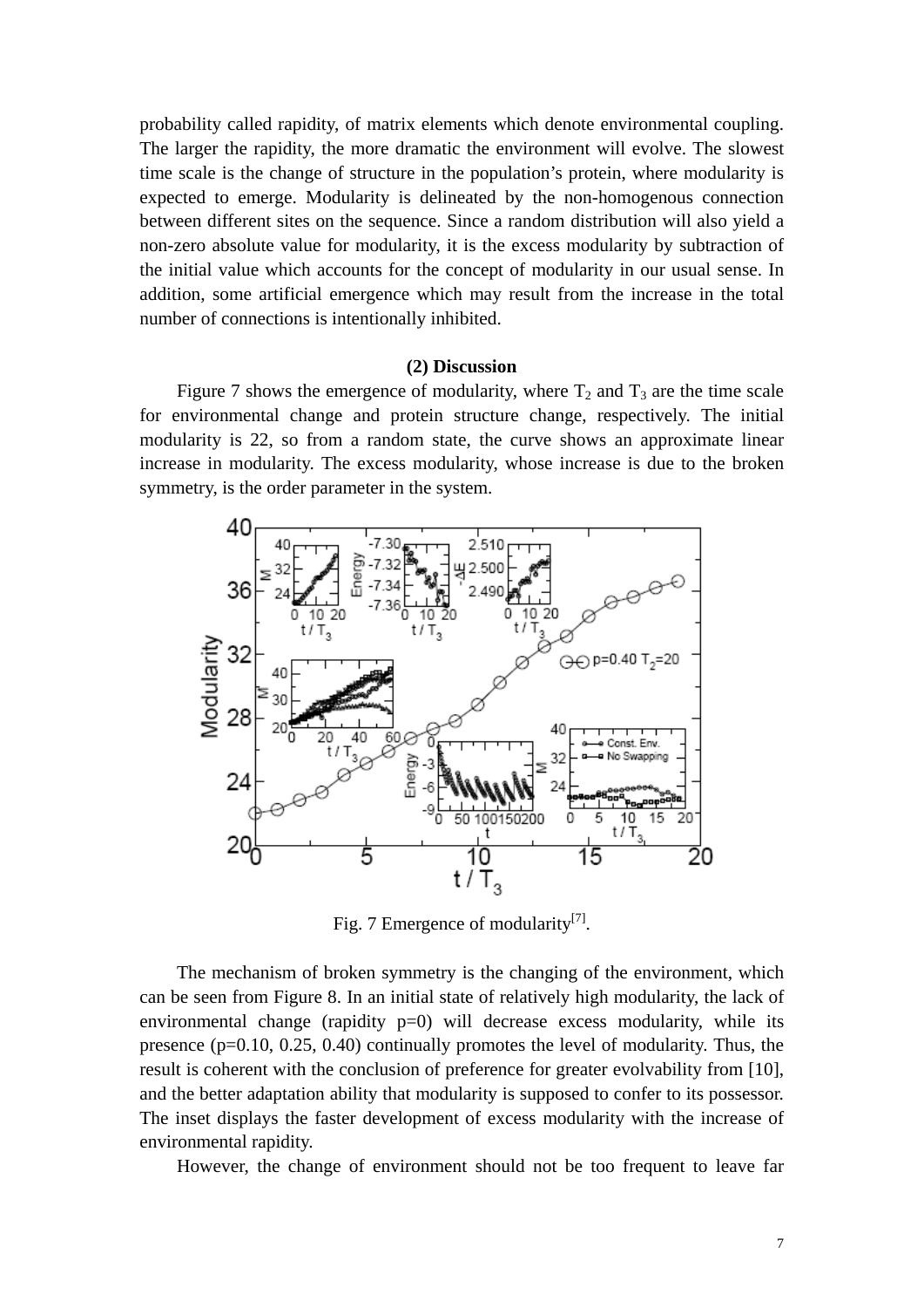probability called rapidity, of matrix elements which denote environmental coupling. The larger the rapidity, the more dramatic the environment will evolve. The slowest time scale is the change of structure in the population's protein, where modularity is expected to emerge. Modularity is delineated by the non-homogenous connection between different sites on the sequence. Since a random distribution will also yield a non-zero absolute value for modularity, it is the excess modularity by subtraction of the initial value which accounts for the concept of modularity in our usual sense. In addition, some artificial emergence which may result from the increase in the total number of connections is intentionally inhibited.

### (2) Discussion

Figure 7 shows the emergence of modularity, where $T_2$ and $T_3$ are the time scale for environmental change and protein structure change, respectively. The initial modularity is 22, so from a random state, the curve shows an approximate linear increase in modularity. The excess modularity, whose increase is due to the broken symmetry, is the order parameter in the system.

Fig. 7 Emergence of modularity[7].

The mechanism of broken symmetry is the changing of the environment, which can be seen from Figure 8. In an initial state of relatively high modularity, the lack of environmental change (rapidity p=0) will decrease excess modularity, while its presence (p=0.10, 0.25, 0.40) continually promotes the level of modularity. Thus, the result is coherent with the conclusion of preference for greater evolvability from [10], and the better adaptation ability that modularity is supposed to confer to its possessor. The inset displays the faster development of excess modularity with the increase of environmental rapidity.

However, the change of environment should not be too frequent to leave far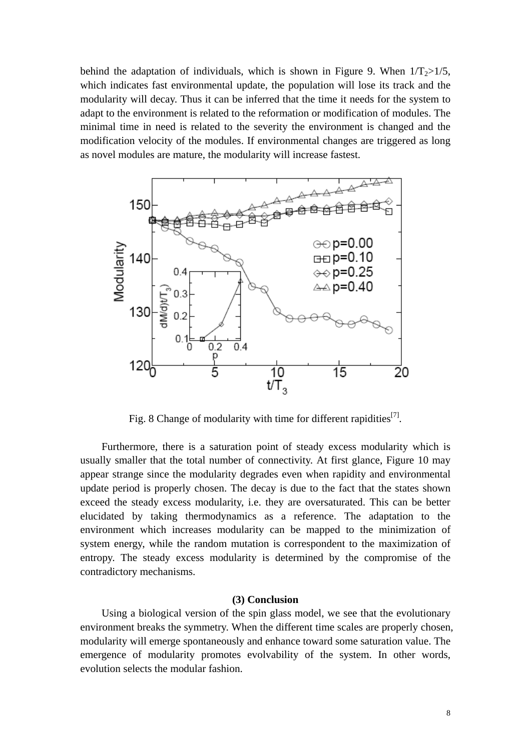behind the adaptation of individuals, which is shown in Figure 9. When $1/T_2>1/5$, which indicates fast environmental update, the population will lose its track and the modularity will decay. Thus it can be inferred that the time it needs for the system to adapt to the environment is related to the reformation or modification of modules. The minimal time in need is related to the severity the environment is changed and the modification velocity of the modules. If environmental changes are triggered as long as novel modules are mature, the modularity will increase fastest.

Fig. 8 Change of modularity with time for different rapidities[7].

Furthermore, there is a saturation point of steady excess modularity which is usually smaller that the total number of connectivity. At first glance, Figure 10 may appear strange since the modularity degrades even when rapidity and environmental update period is properly chosen. The decay is due to the fact that the states shown exceed the steady excess modularity, i.e. they are oversaturated. This can be better elucidated by taking thermodynamics as a reference. The adaptation to the environment which increases modularity can be mapped to the minimization of system energy, while the random mutation is correspondent to the maximization of entropy. The steady excess modularity is determined by the compromise of the contradictory mechanisms.

### (3) Conclusion

Using a biological version of the spin glass model, we see that the evolutionary environment breaks the symmetry. When the different time scales are properly chosen, modularity will emerge spontaneously and enhance toward some saturation value. The emergence of modularity promotes evolvability of the system. In other words, evolution selects the modular fashion.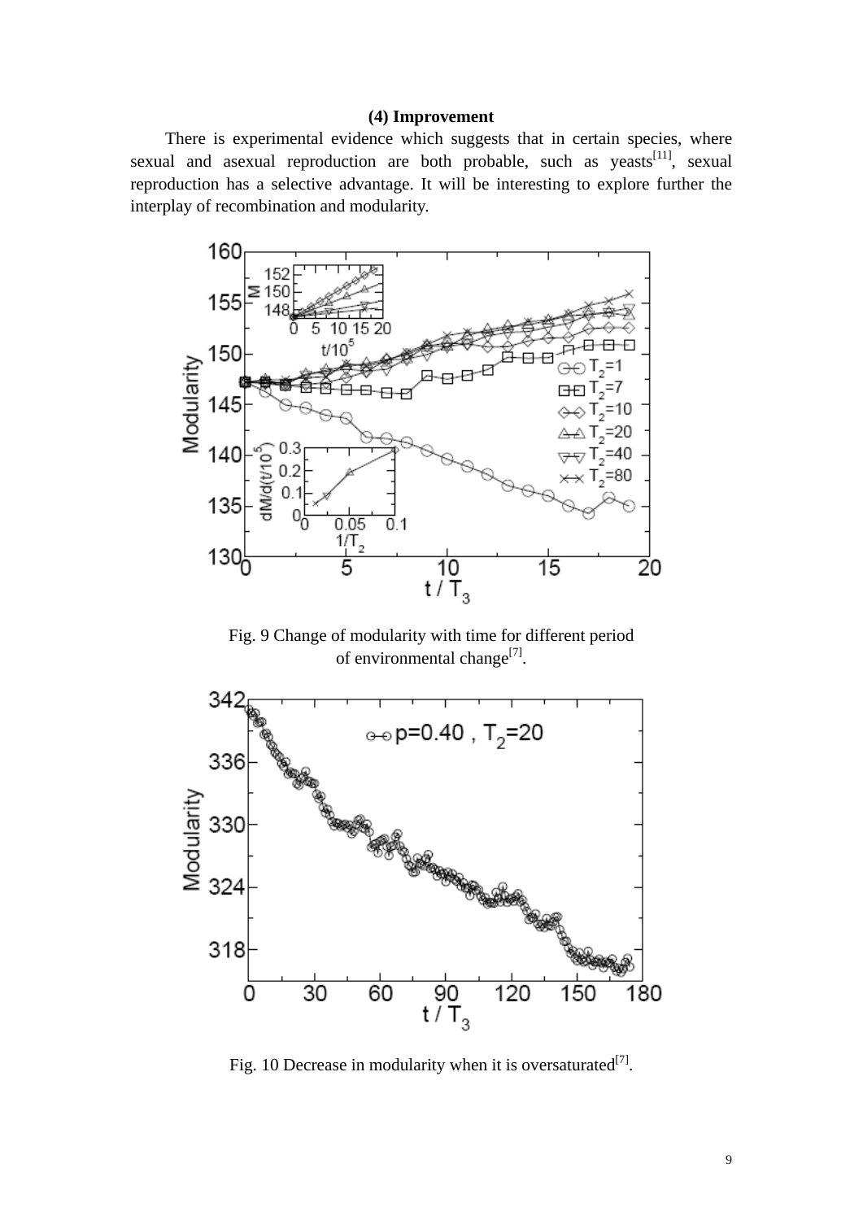### (4) Improvement

There is experimental evidence which suggests that in certain species, where sexual and asexual reproduction are both probable, such as yeasts[11], sexual reproduction has a selective advantage. It will be interesting to explore further the interplay of recombination and modularity.

Fig. 9 Change of modularity with time for different period of environmental change[7].

Fig. 10 Decrease in modularity when it is oversaturated[7].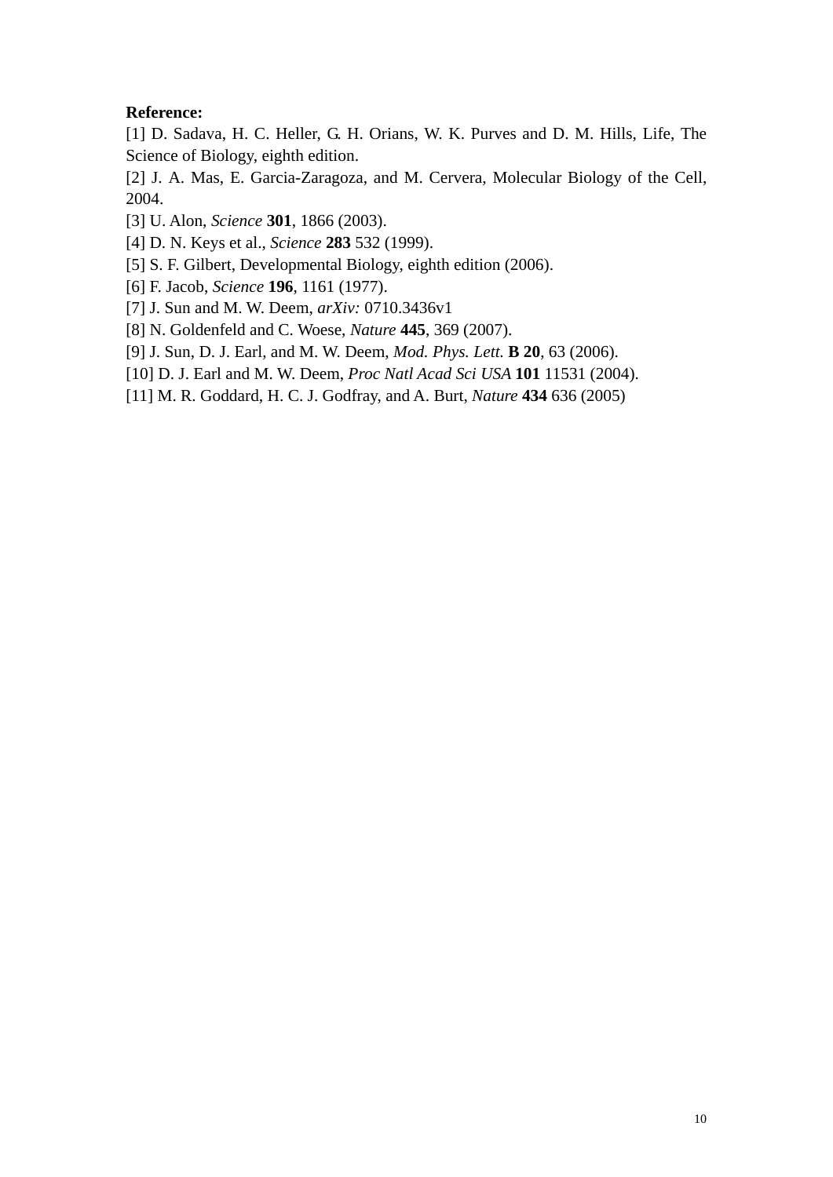**Reference:**

[1] D. Sadava, H. C. Heller, G. H. Orians, W. K. Purves and D. M. Hills, Life, The Science of Biology, eighth edition.

[2] J. A. Mas, E. Garcia-Zaragoza, and M. Cervera, Molecular Biology of the Cell, 2004.

[3] U. Alon, *Science* **301**, 1866 (2003).

[4] D. N. Keys et al., *Science* **283** 532 (1999).

[5] S. F. Gilbert, Developmental Biology, eighth edition (2006).

[6] F. Jacob, *Science* **196**, 1161 (1977).

[7] J. Sun and M. W. Deem, *arXiv:* 0710.3436v1

[8] N. Goldenfeld and C. Woese, *Nature* **445**, 369 (2007).

[9] J. Sun, D. J. Earl, and M. W. Deem, *Mod. Phys. Lett.* **B 20**, 63 (2006).

[10] D. J. Earl and M. W. Deem, *Proc Natl Acad Sci USA* **101** 11531 (2004).

[11] M. R. Goddard, H. C. J. Godfray, and A. Burt, *Nature* **434** 636 (2005)